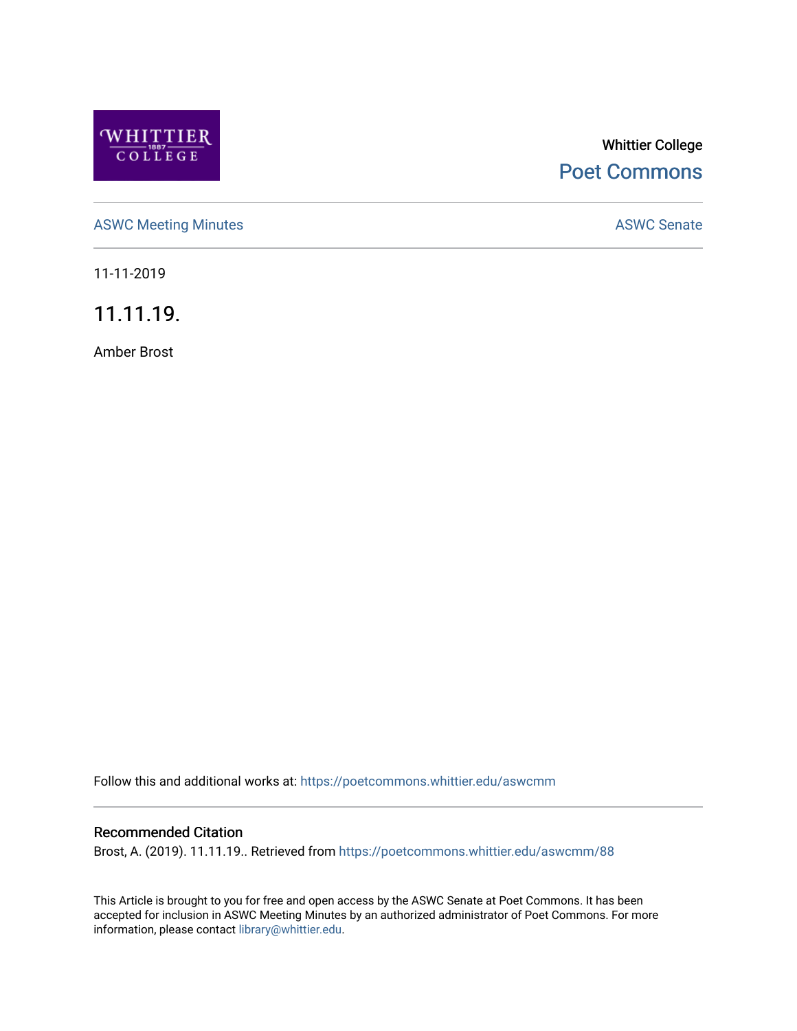Whittier College

Poet Commons

ASWC Meeting Minutes

ASWC Senate

11-11-2019

# 11.11.19.

Amber Brost

Follow this and additional works at: https://poetcommons.whittier.edu/aswcmm

## Recommended Citation

Brost, A. (2019). 11.11.19.. Retrieved from https://poetcommons.whittier.edu/aswcmm/88

This Article is brought to you for free and open access by the ASWC Senate at Poet Commons. It has been accepted for inclusion in ASWC Meeting Minutes by an authorized administrator of Poet Commons. For more information, please contact library@whittier.edu.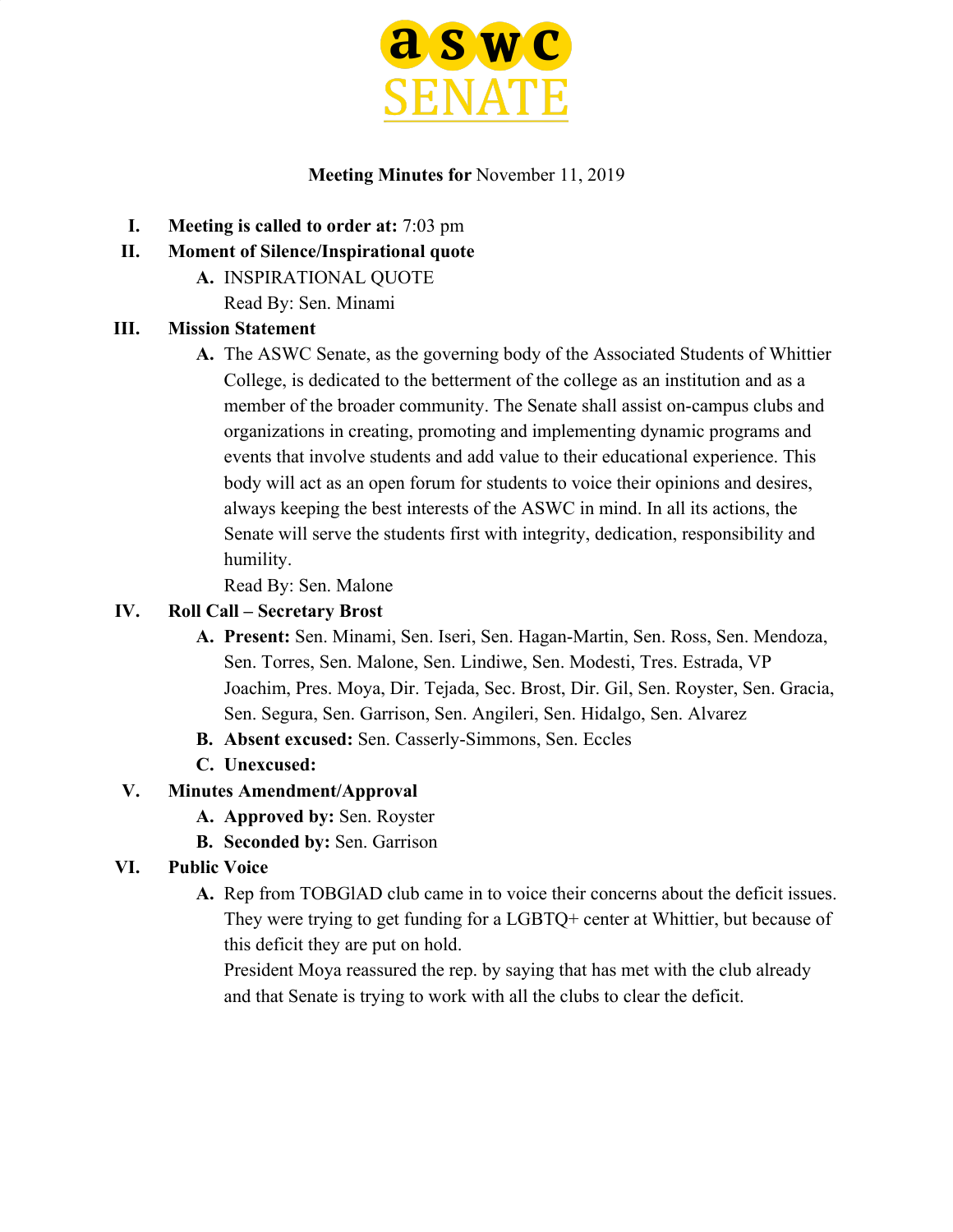# ASWC SENATE

**Meeting Minutes for** November 11, 2019

I. **Meeting is called to order at:** 7:03 pm

II. **Moment of Silence/Inspirational quote**

   A. INSPIRATIONAL QUOTE
   Read By: Sen. Minami

III. **Mission Statement**

   A. The ASWC Senate, as the governing body of the Associated Students of Whittier College, is dedicated to the betterment of the college as an institution and as a member of the broader community. The Senate shall assist on-campus clubs and organizations in creating, promoting and implementing dynamic programs and events that involve students and add value to their educational experience. This body will act as an open forum for students to voice their opinions and desires, always keeping the best interests of the ASWC in mind. In all its actions, the Senate will serve the students first with integrity, dedication, responsibility and humility.
   Read By: Sen. Malone

IV. **Roll Call – Secretary Brost**

   A. **Present:** Sen. Minami, Sen. Iseri, Sen. Hagan-Martin, Sen. Ross, Sen. Mendoza, Sen. Torres, Sen. Malone, Sen. Lindiwe, Sen. Modesti, Tres. Estrada, VP Joachim, Pres. Moya, Dir. Tejada, Sec. Brost, Dir. Gil, Sen. Royster, Sen. Gracia, Sen. Segura, Sen. Garrison, Sen. Angileri, Sen. Hidalgo, Sen. Alvarez

   B. **Absent excused:** Sen. Casserly-Simmons, Sen. Eccles

   C. **Unexcused:**

V. **Minutes Amendment/Approval**

   A. **Approved by:** Sen. Royster

   B. **Seconded by:** Sen. Garrison

VI. **Public Voice**

   A. Rep from TOBGlAD club came in to voice their concerns about the deficit issues. They were trying to get funding for a LGBTQ+ center at Whittier, but because of this deficit they are put on hold.
   President Moya reassured the rep. by saying that has met with the club already and that Senate is trying to work with all the clubs to clear the deficit.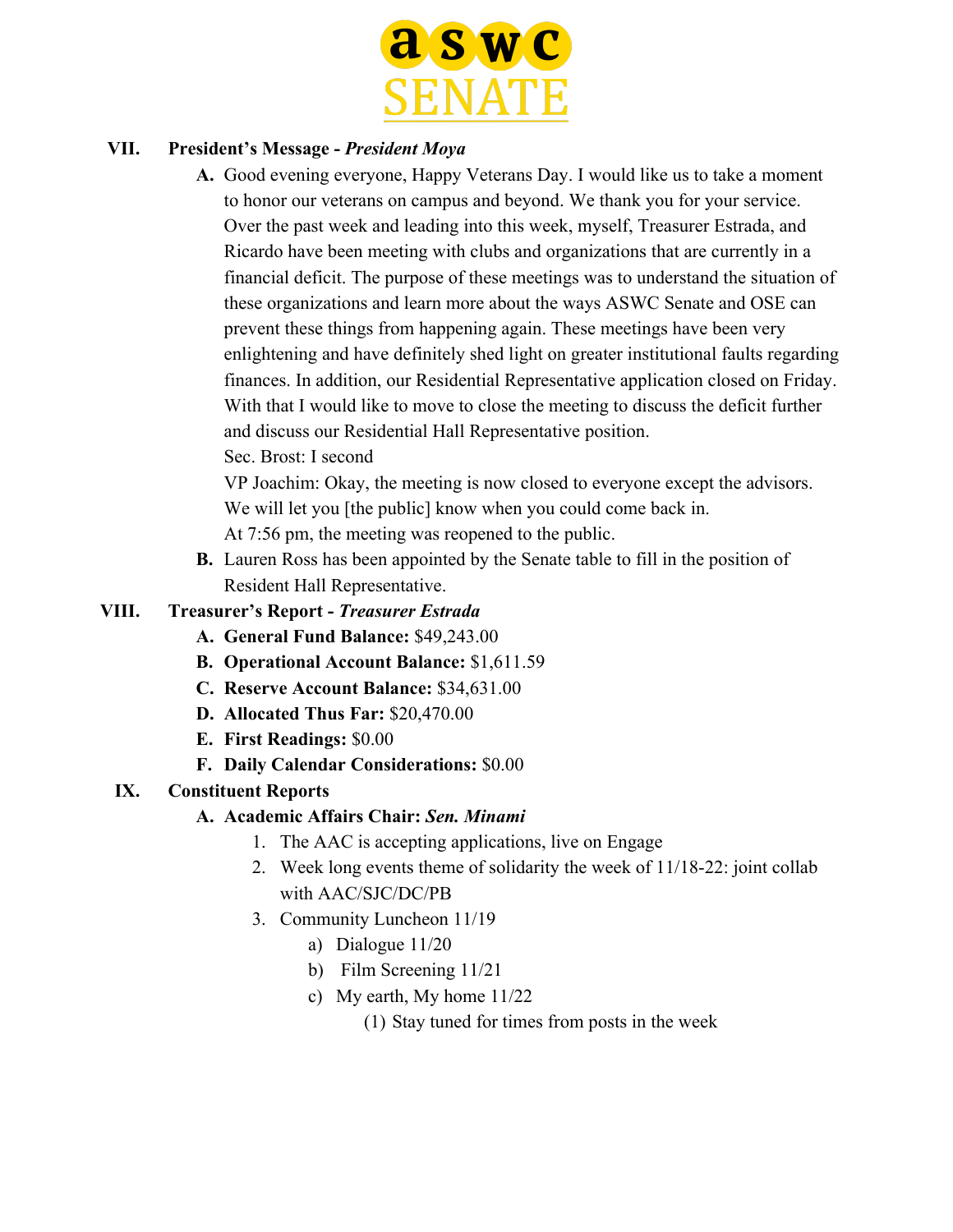## VII. President's Message - *President Moya*

**A.** Good evening everyone, Happy Veterans Day. I would like us to take a moment to honor our veterans on campus and beyond. We thank you for your service. Over the past week and leading into this week, myself, Treasurer Estrada, and Ricardo have been meeting with clubs and organizations that are currently in a financial deficit. The purpose of these meetings was to understand the situation of these organizations and learn more about the ways ASWC Senate and OSE can prevent these things from happening again. These meetings have been very enlightening and have definitely shed light on greater institutional faults regarding finances. In addition, our Residential Representative application closed on Friday. With that I would like to move to close the meeting to discuss the deficit further and discuss our Residential Hall Representative position.
Sec. Brost: I second
VP Joachim: Okay, the meeting is now closed to everyone except the advisors. We will let you [the public] know when you could come back in.
At 7:56 pm, the meeting was reopened to the public.

**B.** Lauren Ross has been appointed by the Senate table to fill in the position of Resident Hall Representative.

## VIII. Treasurer's Report - *Treasurer Estrada*

- **A. General Fund Balance:** $49,243.00
- **B. Operational Account Balance:** $1,611.59
- **C. Reserve Account Balance:** $34,631.00
- **D. Allocated Thus Far:** $20,470.00
- **E. First Readings:** $0.00
- **F. Daily Calendar Considerations:** $0.00

## IX. Constituent Reports

### A. Academic Affairs Chair: *Sen. Minami*

1. The AAC is accepting applications, live on Engage
2. Week long events theme of solidarity the week of 11/18-22: joint collab with AAC/SJC/DC/PB
3. Community Luncheon 11/19
   - a) Dialogue 11/20
   - b) Film Screening 11/21
   - c) My earth, My home 11/22
     - (1) Stay tuned for times from posts in the week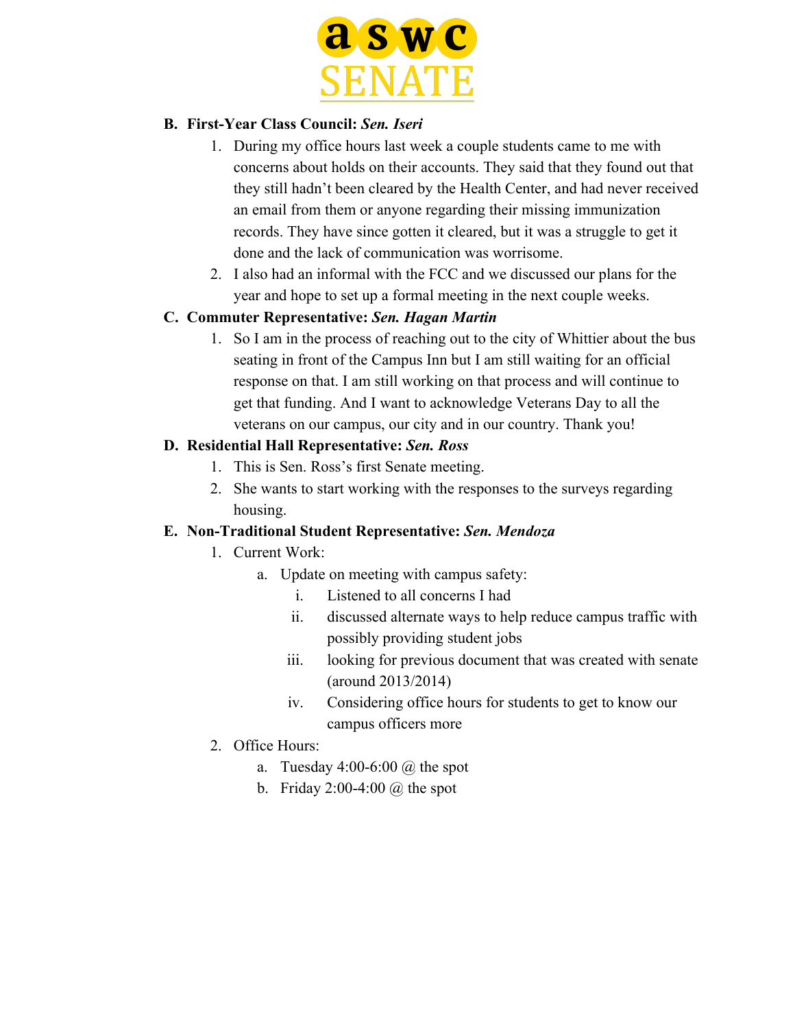**B. First-Year Class Council:** ***Sen. Iseri***

1. During my office hours last week a couple students came to me with concerns about holds on their accounts. They said that they found out that they still hadn't been cleared by the Health Center, and had never received an email from them or anyone regarding their missing immunization records. They have since gotten it cleared, but it was a struggle to get it done and the lack of communication was worrisome.
2. I also had an informal with the FCC and we discussed our plans for the year and hope to set up a formal meeting in the next couple weeks.

**C. Commuter Representative:** ***Sen. Hagan Martin***

1. So I am in the process of reaching out to the city of Whittier about the bus seating in front of the Campus Inn but I am still waiting for an official response on that. I am still working on that process and will continue to get that funding. And I want to acknowledge Veterans Day to all the veterans on our campus, our city and in our country. Thank you!

**D. Residential Hall Representative:** ***Sen. Ross***

1. This is Sen. Ross's first Senate meeting.
2. She wants to start working with the responses to the surveys regarding housing.

**E. Non-Traditional Student Representative:** ***Sen. Mendoza***

1. Current Work:
    a. Update on meeting with campus safety:
        i. Listened to all concerns I had
        ii. discussed alternate ways to help reduce campus traffic with possibly providing student jobs
        iii. looking for previous document that was created with senate (around 2013/2014)
        iv. Considering office hours for students to get to know our campus officers more
2. Office Hours:
    a. Tuesday 4:00-6:00 @ the spot
    b. Friday 2:00-4:00 @ the spot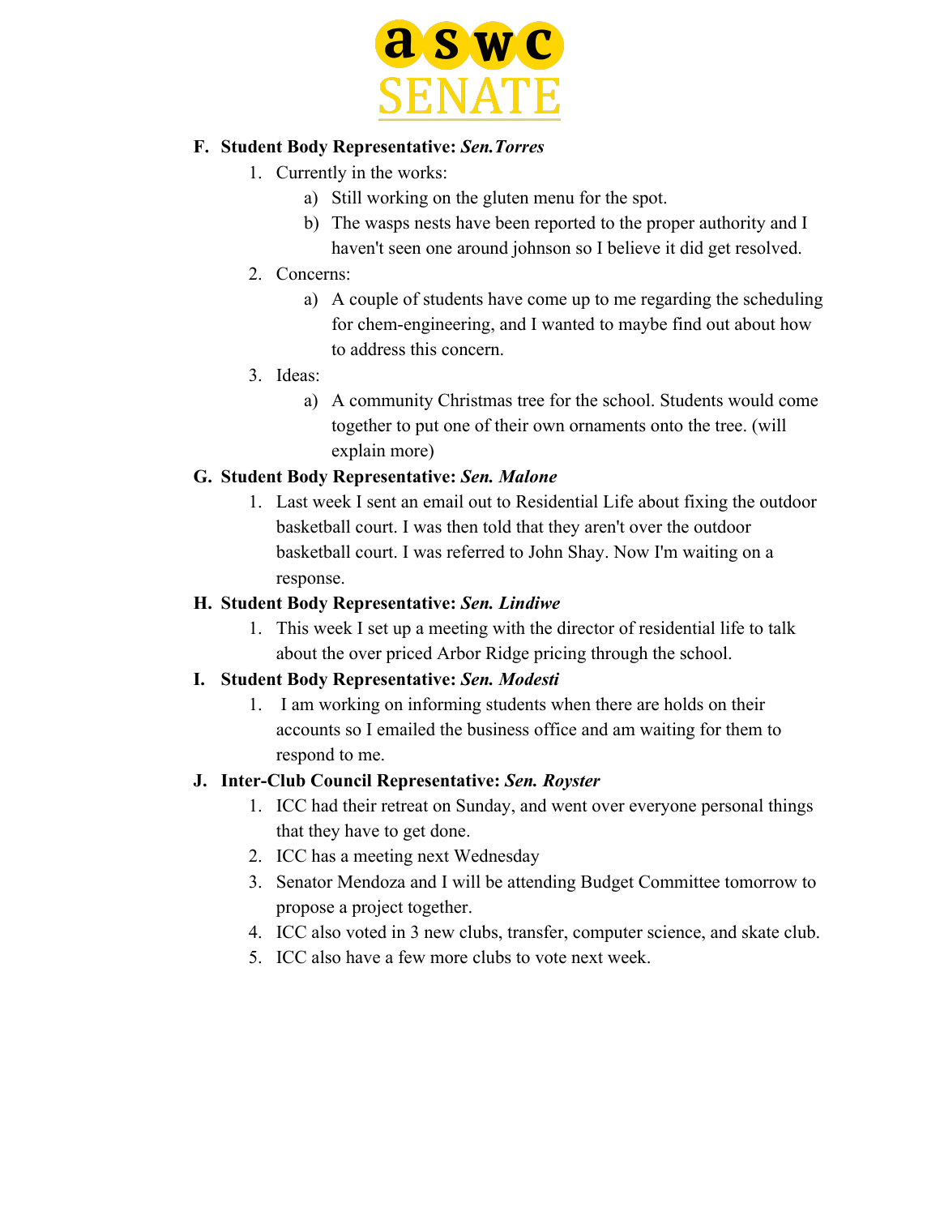**F. Student Body Representative: *Sen.Torres***

1. Currently in the works:
    a) Still working on the gluten menu for the spot.
    b) The wasps nests have been reported to the proper authority and I haven't seen one around johnson so I believe it did get resolved.
2. Concerns:
    a) A couple of students have come up to me regarding the scheduling for chem-engineering, and I wanted to maybe find out about how to address this concern.
3. Ideas:
    a) A community Christmas tree for the school. Students would come together to put one of their own ornaments onto the tree. (will explain more)

**G. Student Body Representative: *Sen. Malone***

1. Last week I sent an email out to Residential Life about fixing the outdoor basketball court. I was then told that they aren't over the outdoor basketball court. I was referred to John Shay. Now I'm waiting on a response.

**H. Student Body Representative: *Sen. Lindiwe***

1. This week I set up a meeting with the director of residential life to talk about the over priced Arbor Ridge pricing through the school.

**I. Student Body Representative: *Sen. Modesti***

1. I am working on informing students when there are holds on their accounts so I emailed the business office and am waiting for them to respond to me.

**J. Inter-Club Council Representative: *Sen. Royster***

1. ICC had their retreat on Sunday, and went over everyone personal things that they have to get done.
2. ICC has a meeting next Wednesday
3. Senator Mendoza and I will be attending Budget Committee tomorrow to propose a project together.
4. ICC also voted in 3 new clubs, transfer, computer science, and skate club.
5. ICC also have a few more clubs to vote next week.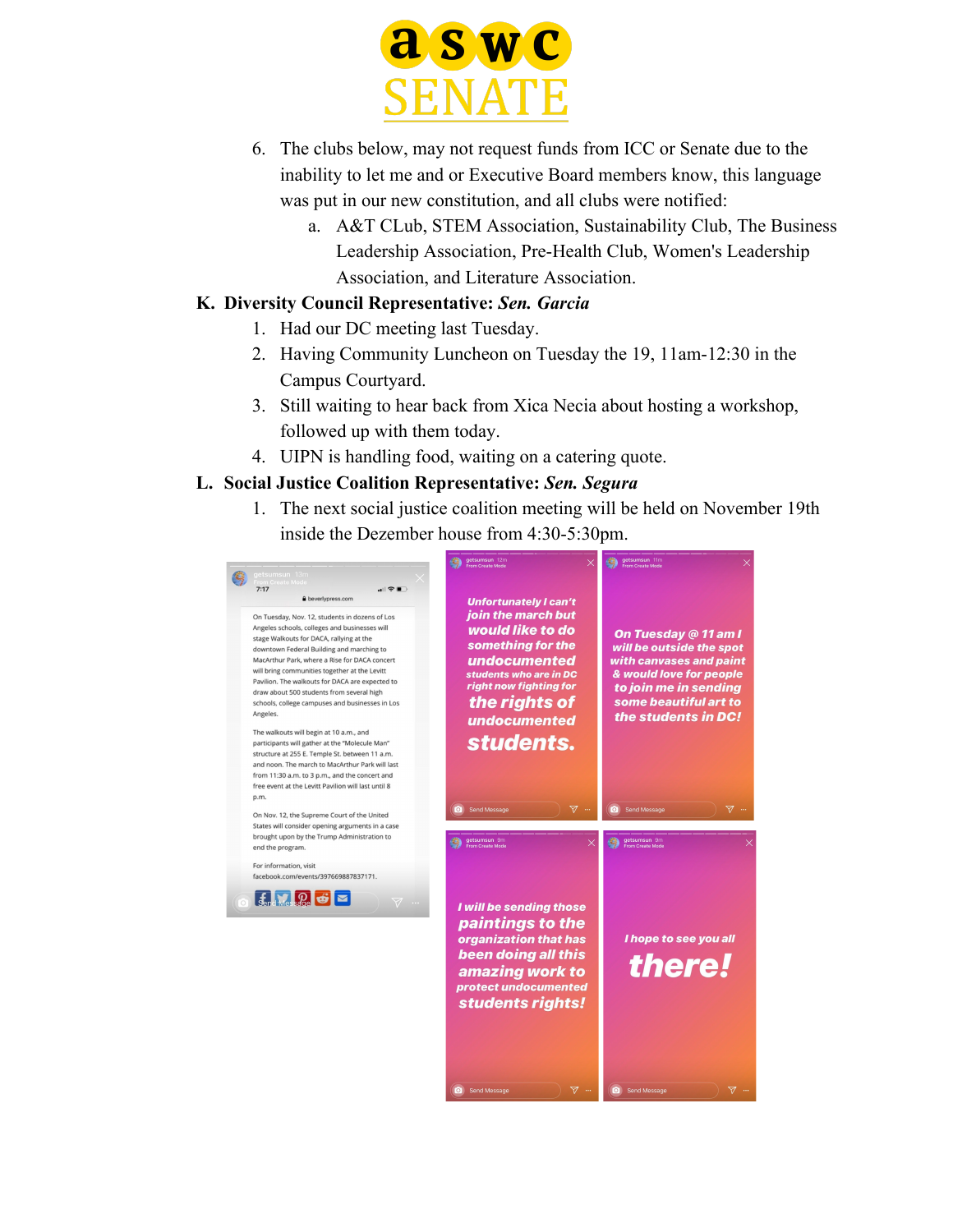6. The clubs below, may not request funds from ICC or Senate due to the inability to let me and or Executive Board members know, this language was put in our new constitution, and all clubs were notified:
    a. A&T CLub, STEM Association, Sustainability Club, The Business Leadership Association, Pre-Health Club, Women's Leadership Association, and Literature Association.

**K. Diversity Council Representative: *Sen. Garcia***

1. Had our DC meeting last Tuesday.
2. Having Community Luncheon on Tuesday the 19, 11am-12:30 in the Campus Courtyard.
3. Still waiting to hear back from Xica Necia about hosting a workshop, followed up with them today.
4. UIPN is handling food, waiting on a catering quote.

**L. Social Justice Coalition Representative: *Sen. Segura***

1. The next social justice coalition meeting will be held on November 19th inside the Dezember house from 4:30-5:30pm.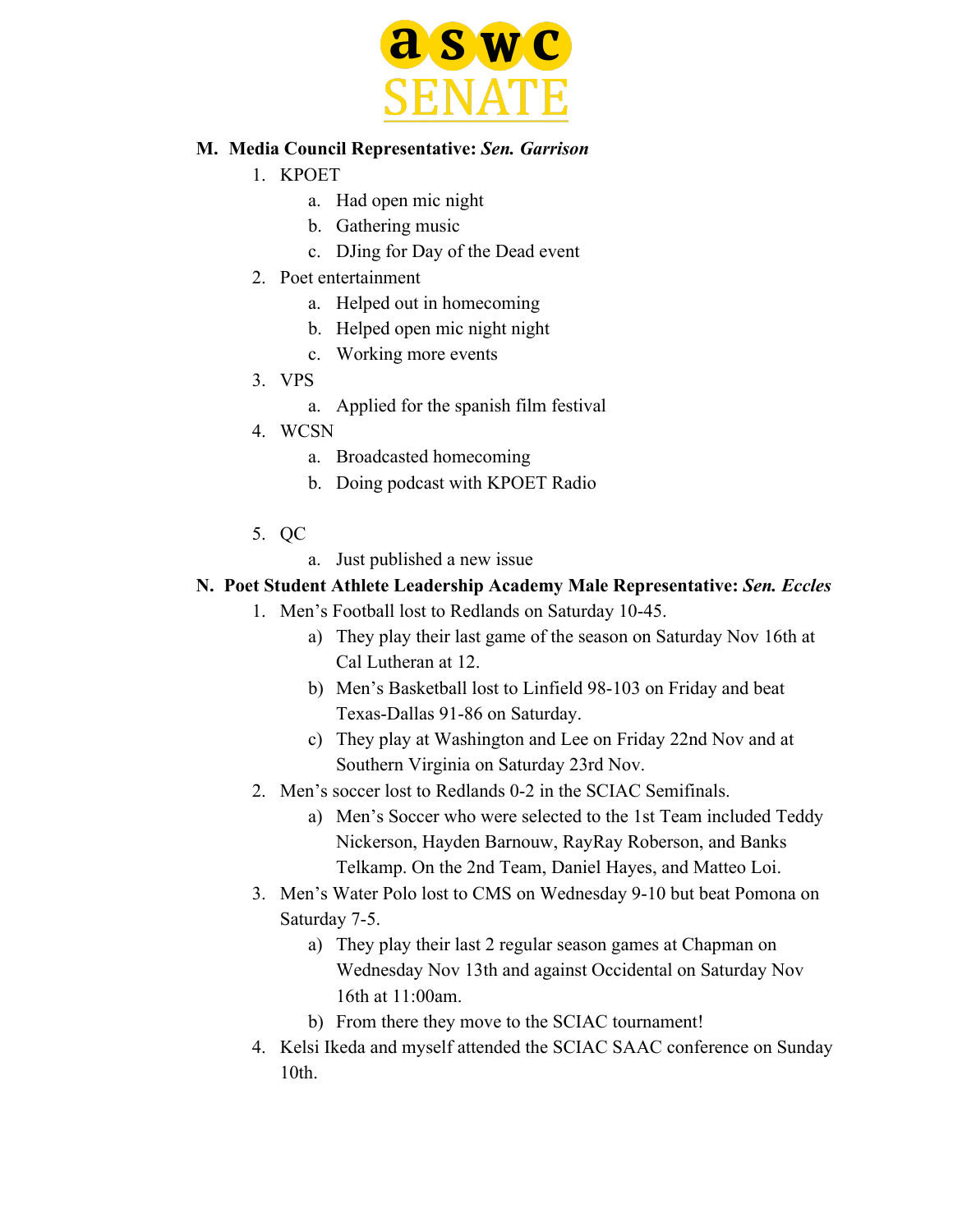**M. Media Council Representative: *Sen. Garrison***

1. KPOET
    a. Had open mic night
    b. Gathering music
    c. DJing for Day of the Dead event
2. Poet entertainment
    a. Helped out in homecoming
    b. Helped open mic night night
    c. Working more events
3. VPS
    a. Applied for the spanish film festival
4. WCSN
    a. Broadcasted homecoming
    b. Doing podcast with KPOET Radio
5. QC
    a. Just published a new issue

**N. Poet Student Athlete Leadership Academy Male Representative: *Sen. Eccles***

1. Men's Football lost to Redlands on Saturday 10-45.
    a) They play their last game of the season on Saturday Nov 16th at Cal Lutheran at 12.
    b) Men's Basketball lost to Linfield 98-103 on Friday and beat Texas-Dallas 91-86 on Saturday.
    c) They play at Washington and Lee on Friday 22nd Nov and at Southern Virginia on Saturday 23rd Nov.
2. Men's soccer lost to Redlands 0-2 in the SCIAC Semifinals.
    a) Men's Soccer who were selected to the 1st Team included Teddy Nickerson, Hayden Barnouw, RayRay Roberson, and Banks Telkamp. On the 2nd Team, Daniel Hayes, and Matteo Loi.
3. Men's Water Polo lost to CMS on Wednesday 9-10 but beat Pomona on Saturday 7-5.
    a) They play their last 2 regular season games at Chapman on Wednesday Nov 13th and against Occidental on Saturday Nov 16th at 11:00am.
    b) From there they move to the SCIAC tournament!
4. Kelsi Ikeda and myself attended the SCIAC SAAC conference on Sunday 10th.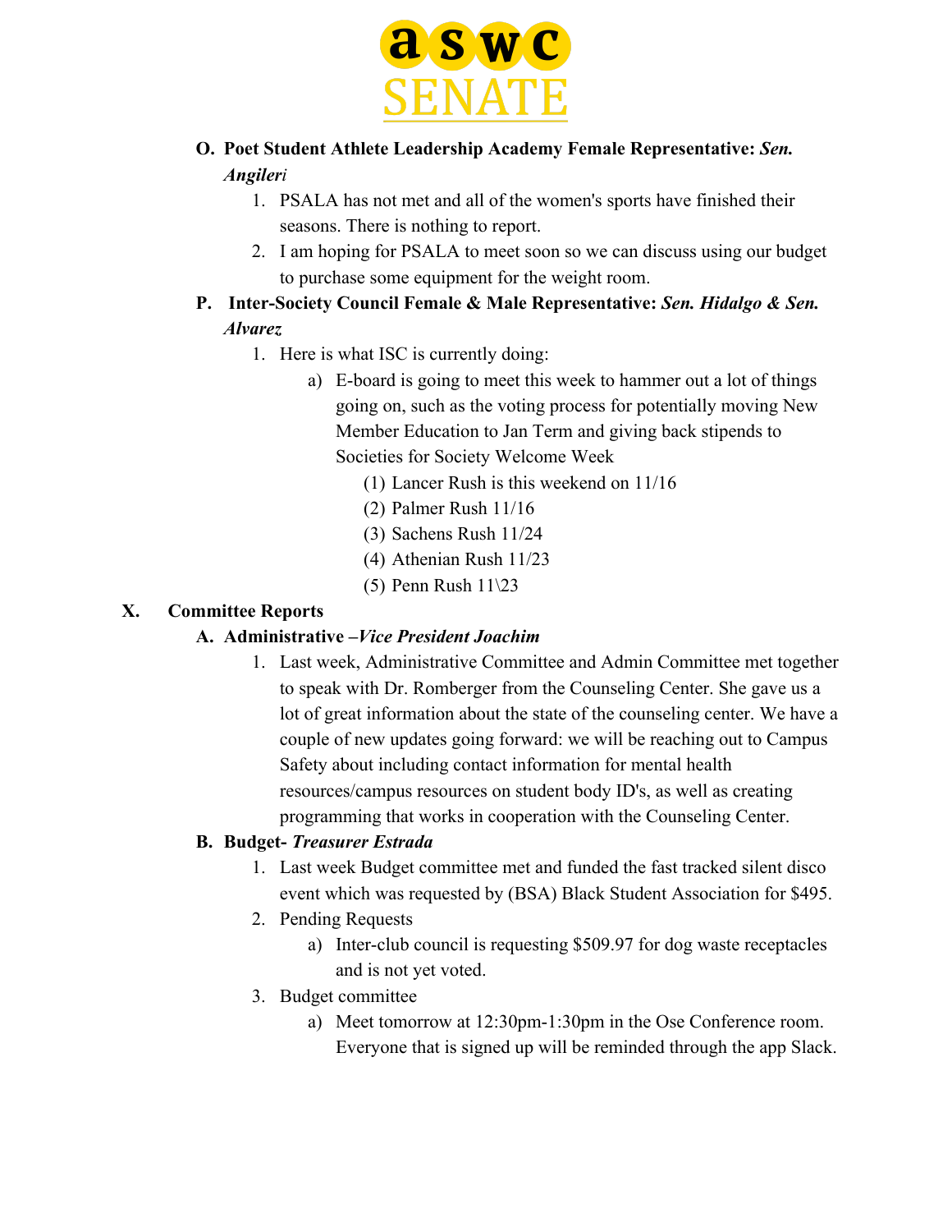**O. Poet Student Athlete Leadership Academy Female Representative:** ***Sen. Angileri***

1. PSALA has not met and all of the women's sports have finished their seasons. There is nothing to report.
2. I am hoping for PSALA to meet soon so we can discuss using our budget to purchase some equipment for the weight room.

**P. Inter-Society Council Female & Male Representative:** ***Sen. Hidalgo & Sen. Alvarez***

1. Here is what ISC is currently doing:
   a) E-board is going to meet this week to hammer out a lot of things going on, such as the voting process for potentially moving New Member Education to Jan Term and giving back stipends to Societies for Society Welcome Week
      (1) Lancer Rush is this weekend on 11/16
      (2) Palmer Rush 11/16
      (3) Sachens Rush 11/24
      (4) Athenian Rush 11/23
      (5) Penn Rush 11\23

## X. Committee Reports

**A. Administrative –*Vice President Joachim***

1. Last week, Administrative Committee and Admin Committee met together to speak with Dr. Romberger from the Counseling Center. She gave us a lot of great information about the state of the counseling center. We have a couple of new updates going forward: we will be reaching out to Campus Safety about including contact information for mental health resources/campus resources on student body ID's, as well as creating programming that works in cooperation with the Counseling Center.

**B. Budget- *Treasurer Estrada***

1. Last week Budget committee met and funded the fast tracked silent disco event which was requested by (BSA) Black Student Association for $495.
2. Pending Requests
   a) Inter-club council is requesting $509.97 for dog waste receptacles and is not yet voted.
3. Budget committee
   a) Meet tomorrow at 12:30pm-1:30pm in the Ose Conference room. Everyone that is signed up will be reminded through the app Slack.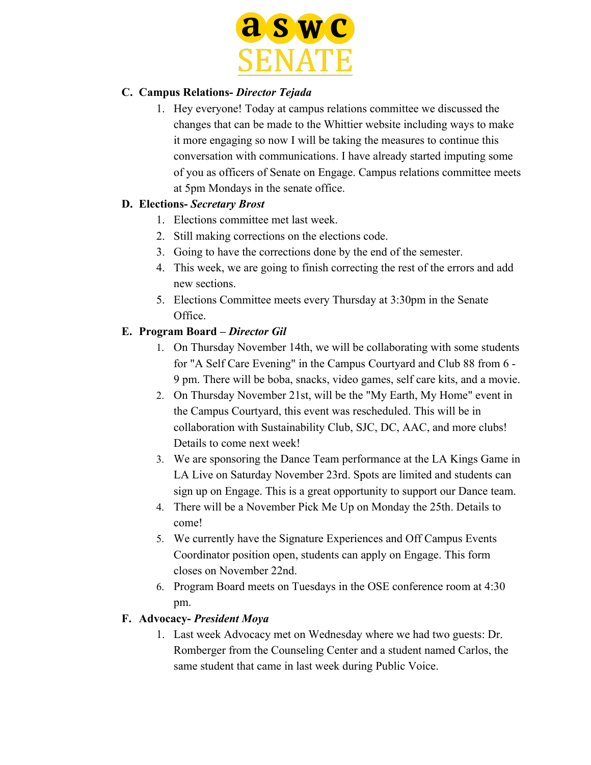C. **Campus Relations-** ***Director Tejada***

1. Hey everyone! Today at campus relations committee we discussed the changes that can be made to the Whittier website including ways to make it more engaging so now I will be taking the measures to continue this conversation with communications. I have already started imputing some of you as officers of Senate on Engage. Campus relations committee meets at 5pm Mondays in the senate office.

D. **Elections-** ***Secretary Brost***

1. Elections committee met last week.
2. Still making corrections on the elections code.
3. Going to have the corrections done by the end of the semester.
4. This week, we are going to finish correcting the rest of the errors and add new sections.
5. Elections Committee meets every Thursday at 3:30pm in the Senate Office.

E. **Program Board –** ***Director Gil***

1. On Thursday November 14th, we will be collaborating with some students for "A Self Care Evening" in the Campus Courtyard and Club 88 from 6 - 9 pm. There will be boba, snacks, video games, self care kits, and a movie.
2. On Thursday November 21st, will be the "My Earth, My Home" event in the Campus Courtyard, this event was rescheduled. This will be in collaboration with Sustainability Club, SJC, DC, AAC, and more clubs! Details to come next week!
3. We are sponsoring the Dance Team performance at the LA Kings Game in LA Live on Saturday November 23rd. Spots are limited and students can sign up on Engage. This is a great opportunity to support our Dance team.
4. There will be a November Pick Me Up on Monday the 25th. Details to come!
5. We currently have the Signature Experiences and Off Campus Events Coordinator position open, students can apply on Engage. This form closes on November 22nd.
6. Program Board meets on Tuesdays in the OSE conference room at 4:30 pm.

F. **Advocacy-** ***President Moya***

1. Last week Advocacy met on Wednesday where we had two guests: Dr. Romberger from the Counseling Center and a student named Carlos, the same student that came in last week during Public Voice.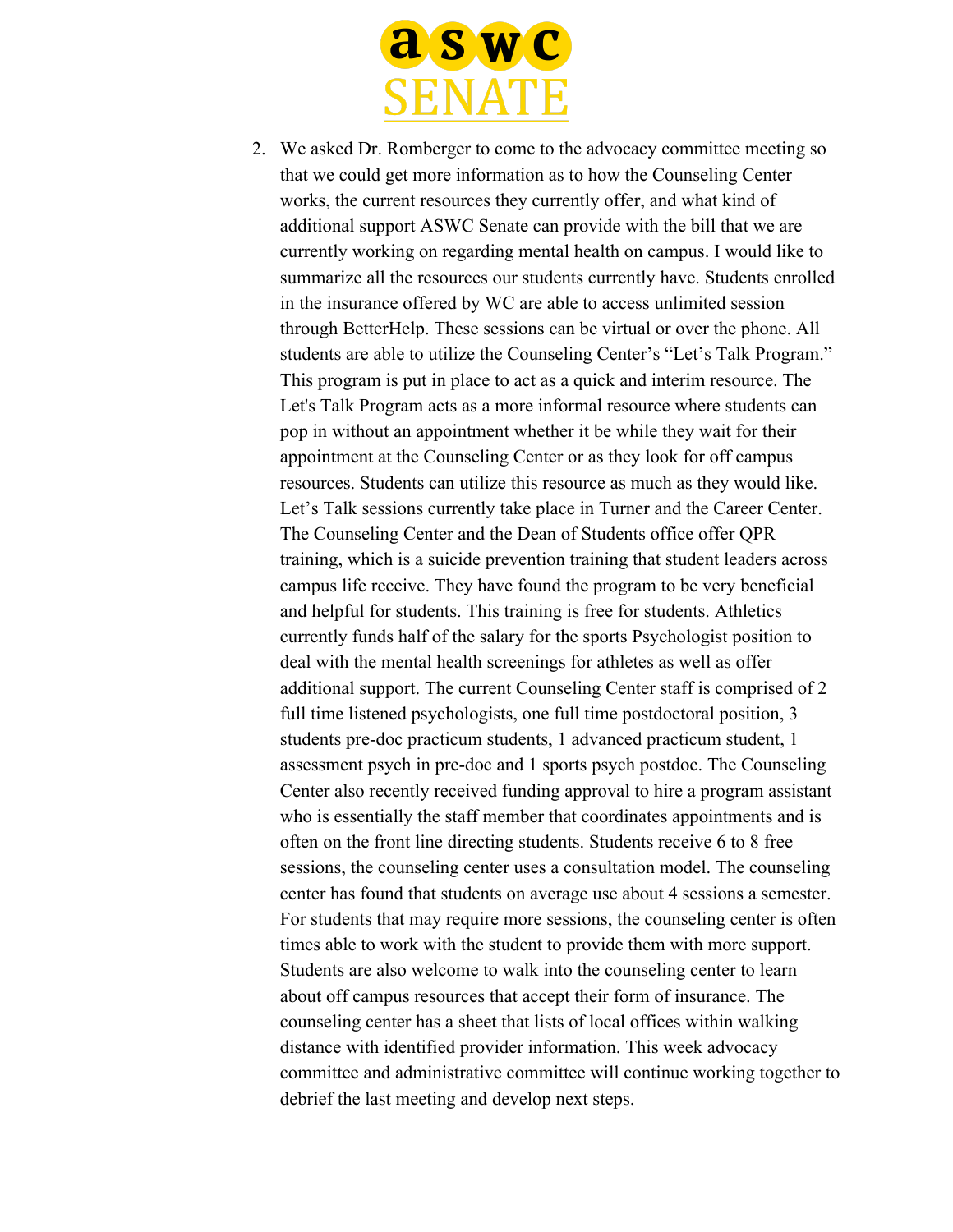2. We asked Dr. Romberger to come to the advocacy committee meeting so that we could get more information as to how the Counseling Center works, the current resources they currently offer, and what kind of additional support ASWC Senate can provide with the bill that we are currently working on regarding mental health on campus. I would like to summarize all the resources our students currently have. Students enrolled in the insurance offered by WC are able to access unlimited session through BetterHelp. These sessions can be virtual or over the phone. All students are able to utilize the Counseling Center's "Let's Talk Program." This program is put in place to act as a quick and interim resource. The Let's Talk Program acts as a more informal resource where students can pop in without an appointment whether it be while they wait for their appointment at the Counseling Center or as they look for off campus resources. Students can utilize this resource as much as they would like. Let's Talk sessions currently take place in Turner and the Career Center. The Counseling Center and the Dean of Students office offer QPR training, which is a suicide prevention training that student leaders across campus life receive. They have found the program to be very beneficial and helpful for students. This training is free for students. Athletics currently funds half of the salary for the sports Psychologist position to deal with the mental health screenings for athletes as well as offer additional support. The current Counseling Center staff is comprised of 2 full time listened psychologists, one full time postdoctoral position, 3 students pre-doc practicum students, 1 advanced practicum student, 1 assessment psych in pre-doc and 1 sports psych postdoc. The Counseling Center also recently received funding approval to hire a program assistant who is essentially the staff member that coordinates appointments and is often on the front line directing students. Students receive 6 to 8 free sessions, the counseling center uses a consultation model. The counseling center has found that students on average use about 4 sessions a semester. For students that may require more sessions, the counseling center is often times able to work with the student to provide them with more support. Students are also welcome to walk into the counseling center to learn about off campus resources that accept their form of insurance. The counseling center has a sheet that lists of local offices within walking distance with identified provider information. This week advocacy committee and administrative committee will continue working together to debrief the last meeting and develop next steps.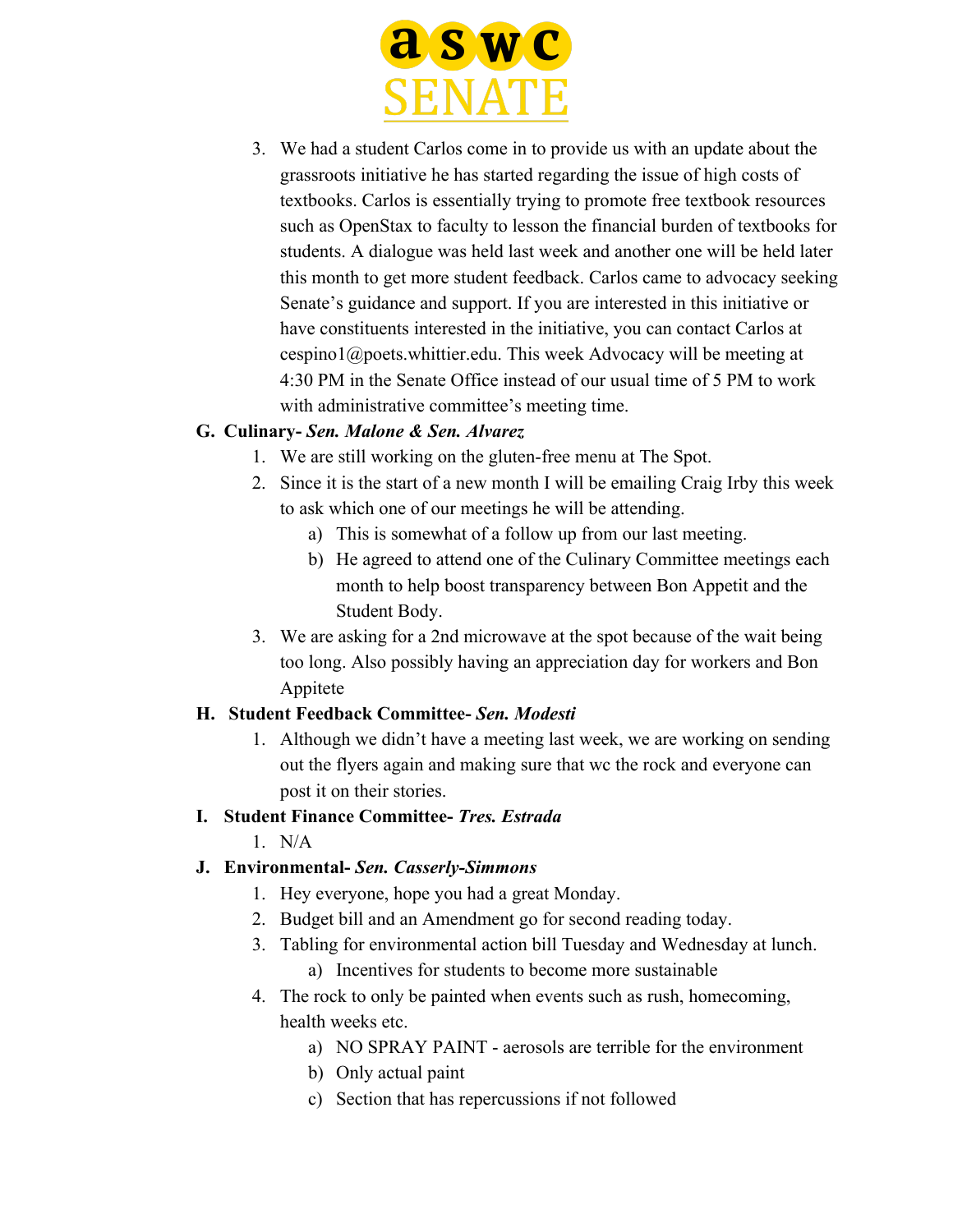3. We had a student Carlos come in to provide us with an update about the grassroots initiative he has started regarding the issue of high costs of textbooks. Carlos is essentially trying to promote free textbook resources such as OpenStax to faculty to lesson the financial burden of textbooks for students. A dialogue was held last week and another one will be held later this month to get more student feedback. Carlos came to advocacy seeking Senate's guidance and support. If you are interested in this initiative or have constituents interested in the initiative, you can contact Carlos at cespino1@poets.whittier.edu. This week Advocacy will be meeting at 4:30 PM in the Senate Office instead of our usual time of 5 PM to work with administrative committee's meeting time.

**G. Culinary- *Sen. Malone & Sen. Alvarez***

1. We are still working on the gluten-free menu at The Spot.
2. Since it is the start of a new month I will be emailing Craig Irby this week to ask which one of our meetings he will be attending.
   a) This is somewhat of a follow up from our last meeting.
   b) He agreed to attend one of the Culinary Committee meetings each month to help boost transparency between Bon Appetit and the Student Body.
3. We are asking for a 2nd microwave at the spot because of the wait being too long. Also possibly having an appreciation day for workers and Bon Appitete

**H. Student Feedback Committee- *Sen. Modesti***

1. Although we didn't have a meeting last week, we are working on sending out the flyers again and making sure that wc the rock and everyone can post it on their stories.

**I. Student Finance Committee- *Tres. Estrada***

1. N/A

**J. Environmental- *Sen. Casserly-Simmons***

1. Hey everyone, hope you had a great Monday.
2. Budget bill and an Amendment go for second reading today.
3. Tabling for environmental action bill Tuesday and Wednesday at lunch.
   a) Incentives for students to become more sustainable
4. The rock to only be painted when events such as rush, homecoming, health weeks etc.
   a) NO SPRAY PAINT - aerosols are terrible for the environment
   b) Only actual paint
   c) Section that has repercussions if not followed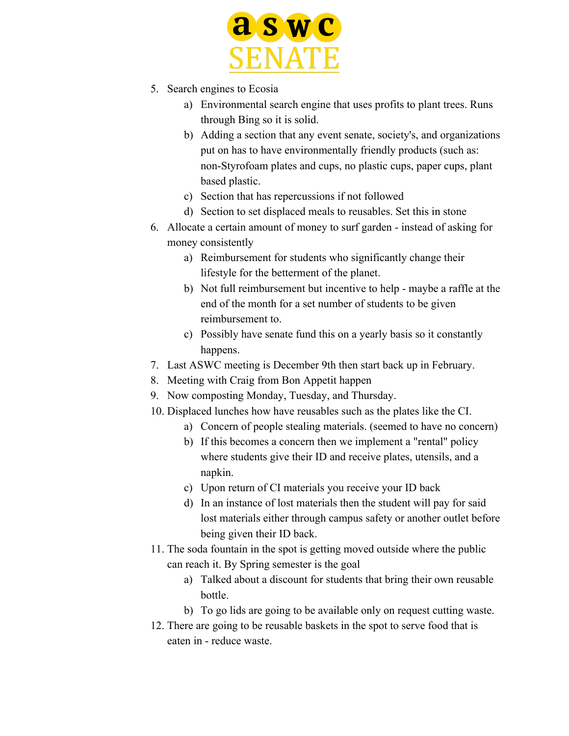5. Search engines to Ecosia
    a) Environmental search engine that uses profits to plant trees. Runs through Bing so it is solid.
    b) Adding a section that any event senate, society's, and organizations put on has to have environmentally friendly products (such as: non-Styrofoam plates and cups, no plastic cups, paper cups, plant based plastic.
    c) Section that has repercussions if not followed
    d) Section to set displaced meals to reusables. Set this in stone
6. Allocate a certain amount of money to surf garden - instead of asking for money consistently
    a) Reimbursement for students who significantly change their lifestyle for the betterment of the planet.
    b) Not full reimbursement but incentive to help - maybe a raffle at the end of the month for a set number of students to be given reimbursement to.
    c) Possibly have senate fund this on a yearly basis so it constantly happens.
7. Last ASWC meeting is December 9th then start back up in February.
8. Meeting with Craig from Bon Appetit happen
9. Now composting Monday, Tuesday, and Thursday.
10. Displaced lunches how have reusables such as the plates like the CI.
    a) Concern of people stealing materials. (seemed to have no concern)
    b) If this becomes a concern then we implement a "rental" policy where students give their ID and receive plates, utensils, and a napkin.
    c) Upon return of CI materials you receive your ID back
    d) In an instance of lost materials then the student will pay for said lost materials either through campus safety or another outlet before being given their ID back.
11. The soda fountain in the spot is getting moved outside where the public can reach it. By Spring semester is the goal
    a) Talked about a discount for students that bring their own reusable bottle.
    b) To go lids are going to be available only on request cutting waste.
12. There are going to be reusable baskets in the spot to serve food that is eaten in - reduce waste.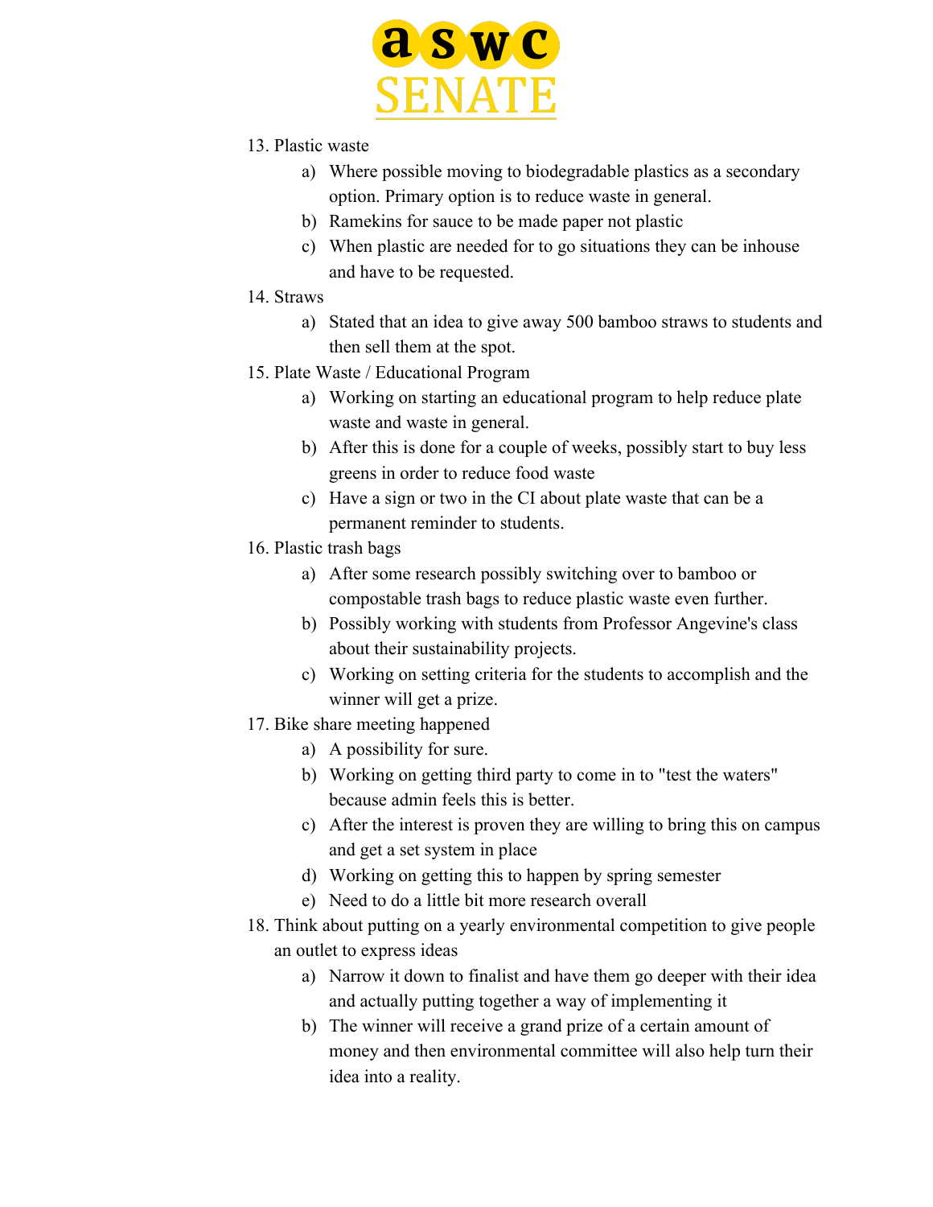13. Plastic waste
    a) Where possible moving to biodegradable plastics as a secondary option. Primary option is to reduce waste in general.
    b) Ramekins for sauce to be made paper not plastic
    c) When plastic are needed for to go situations they can be inhouse and have to be requested.
14. Straws
    a) Stated that an idea to give away 500 bamboo straws to students and then sell them at the spot.
15. Plate Waste / Educational Program
    a) Working on starting an educational program to help reduce plate waste and waste in general.
    b) After this is done for a couple of weeks, possibly start to buy less greens in order to reduce food waste
    c) Have a sign or two in the CI about plate waste that can be a permanent reminder to students.
16. Plastic trash bags
    a) After some research possibly switching over to bamboo or compostable trash bags to reduce plastic waste even further.
    b) Possibly working with students from Professor Angevine's class about their sustainability projects.
    c) Working on setting criteria for the students to accomplish and the winner will get a prize.
17. Bike share meeting happened
    a) A possibility for sure.
    b) Working on getting third party to come in to "test the waters" because admin feels this is better.
    c) After the interest is proven they are willing to bring this on campus and get a set system in place
    d) Working on getting this to happen by spring semester
    e) Need to do a little bit more research overall
18. Think about putting on a yearly environmental competition to give people an outlet to express ideas
    a) Narrow it down to finalist and have them go deeper with their idea and actually putting together a way of implementing it
    b) The winner will receive a grand prize of a certain amount of money and then environmental committee will also help turn their idea into a reality.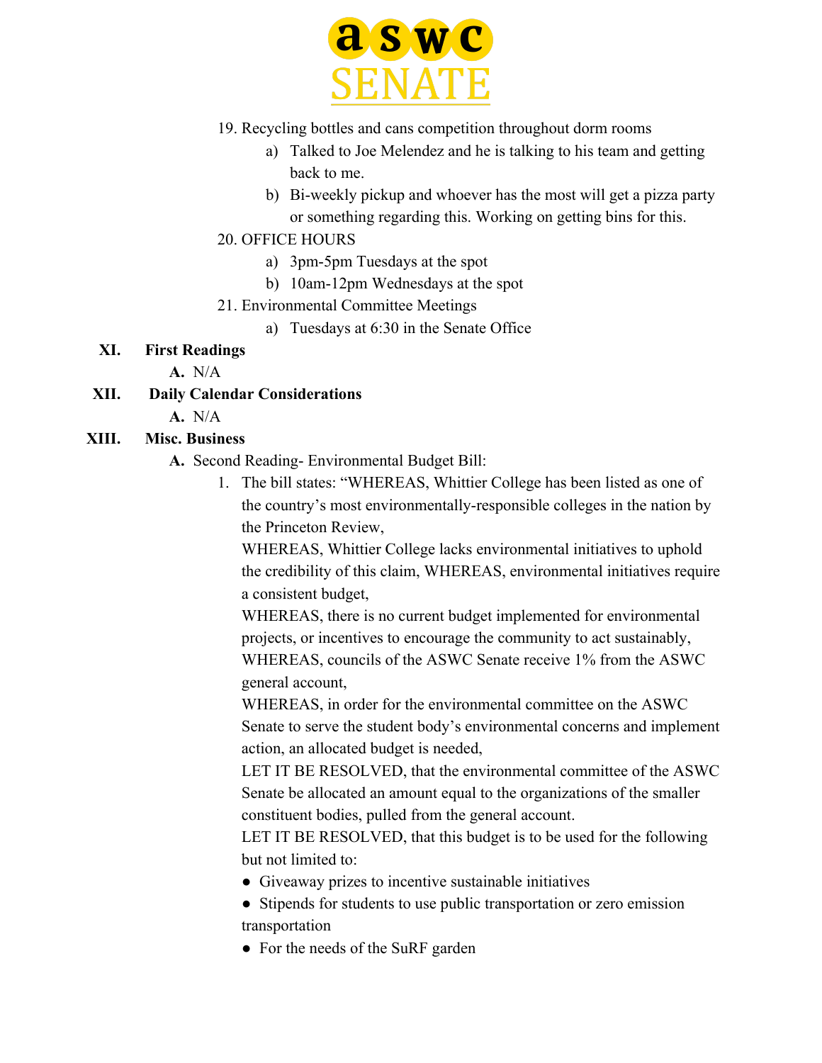19. Recycling bottles and cans competition throughout dorm rooms
    a) Talked to Joe Melendez and he is talking to his team and getting back to me.
    b) Bi-weekly pickup and whoever has the most will get a pizza party or something regarding this. Working on getting bins for this.
20. OFFICE HOURS
    a) 3pm-5pm Tuesdays at the spot
    b) 10am-12pm Wednesdays at the spot
21. Environmental Committee Meetings
    a) Tuesdays at 6:30 in the Senate Office

**XI. First Readings**

**A.** N/A

**XII. Daily Calendar Considerations**

**A.** N/A

**XIII. Misc. Business**

**A.** Second Reading- Environmental Budget Bill:

1. The bill states: "WHEREAS, Whittier College has been listed as one of the country's most environmentally-responsible colleges in the nation by the Princeton Review,
   WHEREAS, Whittier College lacks environmental initiatives to uphold the credibility of this claim, WHEREAS, environmental initiatives require a consistent budget,
   WHEREAS, there is no current budget implemented for environmental projects, or incentives to encourage the community to act sustainably,
   WHEREAS, councils of the ASWC Senate receive 1% from the ASWC general account,
   WHEREAS, in order for the environmental committee on the ASWC Senate to serve the student body's environmental concerns and implement action, an allocated budget is needed,
   LET IT BE RESOLVED, that the environmental committee of the ASWC Senate be allocated an amount equal to the organizations of the smaller constituent bodies, pulled from the general account.
   LET IT BE RESOLVED, that this budget is to be used for the following but not limited to:
   - Giveaway prizes to incentive sustainable initiatives
   - Stipends for students to use public transportation or zero emission transportation
   - For the needs of the SuRF garden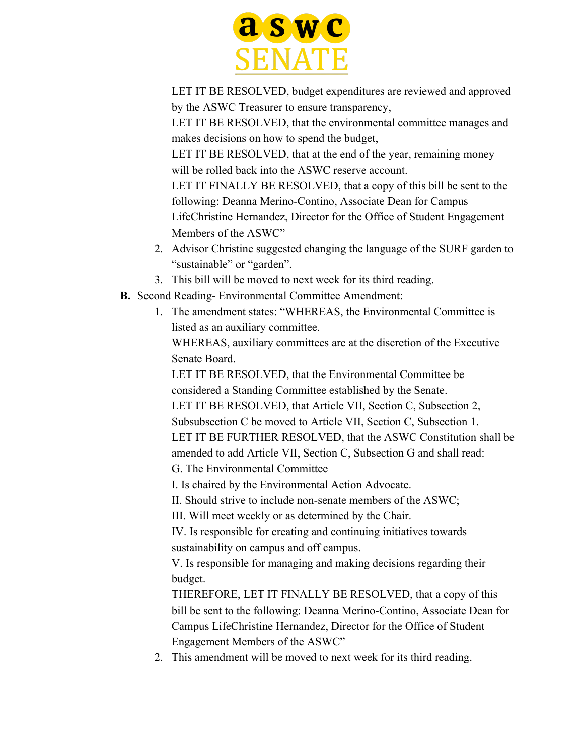LET IT BE RESOLVED, budget expenditures are reviewed and approved by the ASWC Treasurer to ensure transparency,

LET IT BE RESOLVED, that the environmental committee manages and makes decisions on how to spend the budget,

LET IT BE RESOLVED, that at the end of the year, remaining money will be rolled back into the ASWC reserve account.

LET IT FINALLY BE RESOLVED, that a copy of this bill be sent to the following: Deanna Merino-Contino, Associate Dean for Campus LifeChristine Hernandez, Director for the Office of Student Engagement Members of the ASWC"

2. Advisor Christine suggested changing the language of the SURF garden to "sustainable" or "garden".
3. This bill will be moved to next week for its third reading.

**B.** Second Reading- Environmental Committee Amendment:

1. The amendment states: "WHEREAS, the Environmental Committee is listed as an auxiliary committee.

   WHEREAS, auxiliary committees are at the discretion of the Executive Senate Board.

   LET IT BE RESOLVED, that the Environmental Committee be considered a Standing Committee established by the Senate.

   LET IT BE RESOLVED, that Article VII, Section C, Subsection 2, Subsubsection C be moved to Article VII, Section C, Subsection 1.

   LET IT BE FURTHER RESOLVED, that the ASWC Constitution shall be amended to add Article VII, Section C, Subsection G and shall read:

   G. The Environmental Committee

   I. Is chaired by the Environmental Action Advocate.

   II. Should strive to include non-senate members of the ASWC;

   III. Will meet weekly or as determined by the Chair.

   IV. Is responsible for creating and continuing initiatives towards sustainability on campus and off campus.

   V. Is responsible for managing and making decisions regarding their budget.

   THEREFORE, LET IT FINALLY BE RESOLVED, that a copy of this bill be sent to the following: Deanna Merino-Contino, Associate Dean for Campus LifeChristine Hernandez, Director for the Office of Student Engagement Members of the ASWC"

2. This amendment will be moved to next week for its third reading.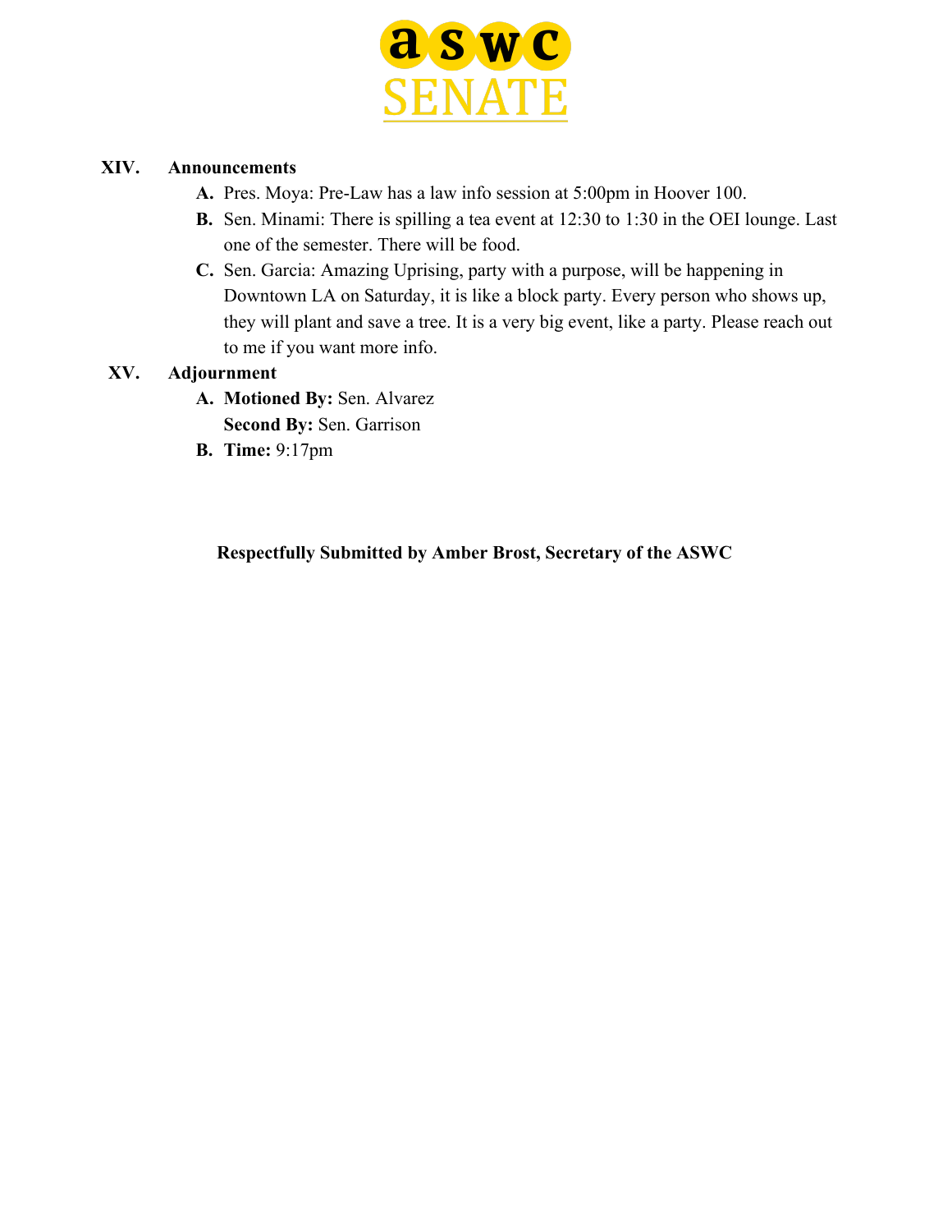**XIV. Announcements**

- **A.** Pres. Moya: Pre-Law has a law info session at 5:00pm in Hoover 100.
- **B.** Sen. Minami: There is spilling a tea event at 12:30 to 1:30 in the OEI lounge. Last one of the semester. There will be food.
- **C.** Sen. Garcia: Amazing Uprising, party with a purpose, will be happening in Downtown LA on Saturday, it is like a block party. Every person who shows up, they will plant and save a tree. It is a very big event, like a party. Please reach out to me if you want more info.

**XV. Adjournment**

- **A. Motioned By:** Sen. Alvarez
  **Second By:** Sen. Garrison
- **B. Time:** 9:17pm

**Respectfully Submitted by Amber Brost, Secretary of the ASWC**